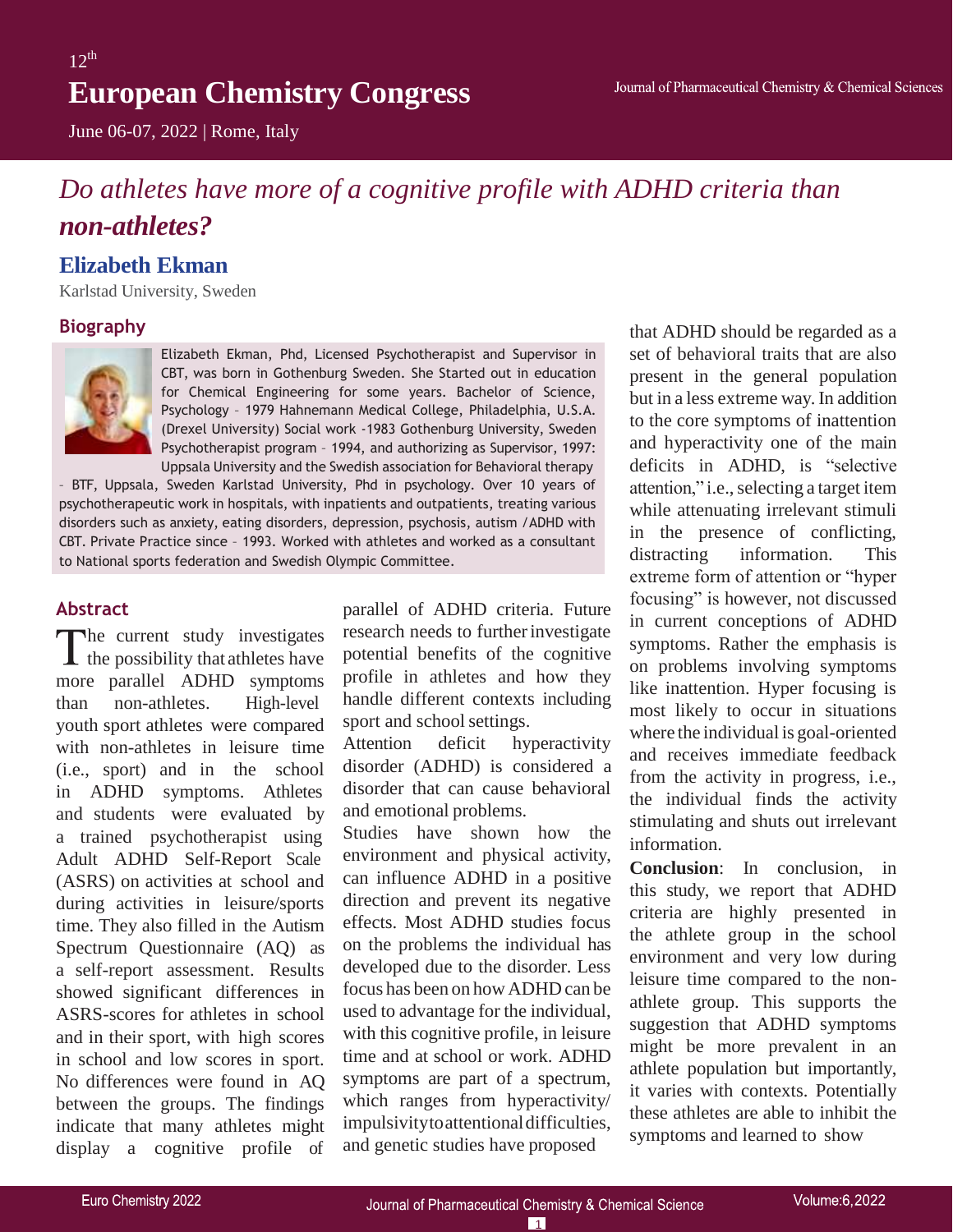# Do athletes have more of a cognitive profile with ADHD criteria than non-athletes?

## Elizabeth Ekman

Karlstad University, Sweden

### Biography

Elizabeth Ekman, Phd, Licensed Psychotherapist and Supervisor in CBT, was born in Gothenburg Sweden. She Started out in education for Chemical Engineering for some years. Bachelor of Science, Psychology – 1979 Hahnemann Medical College, Philadelphia, U.S.A. (Drexel University) Social work -1983 Gothenburg University, Sweden Psychotherapist program – 1994, and authorizing as Supervisor, 1997: Uppsala University and the Swedish association for Behavioral therapy – BTF, Uppsala, Sweden Karlstad University, Phd in psychology. Over 10 years of psychotherapeutic work in hospitals, with inpatients and outpatients, treating various disorders such as anxiety, eating disorders, depression, psychosis, autism /ADHD with CBT. Private Practice since – 1993. Worked with athletes and worked as a consultant to National sports federation and Swedish Olympic Committee.

### Abstract

The current study investigates the possibility that athletes have more parallel ADHD symptoms than non-athletes. High-level youth sport athletes were compared with non-athletes in leisure time (i.e., sport) and in the school in ADHD symptoms. Athletes and students were evaluated by a trained psychotherapist using Adult ADHD Self-Report Scale (ASRS) on activities at school and during activities in leisure/sports time. They also filled in the Autism Spectrum Questionnaire (AQ) as a self-report assessment. Results showed significant differences in ASRS-scores for athletes in school and in their sport, with high scores in school and low scores in sport. No differences were found in AQ between the groups. The findings indicate that many athletes might display a cognitive profile of parallel of ADHD criteria. Future research needs to further investigate potential benefits of the cognitive profile in athletes and how they handle different contexts including sport and school settings.

Attention deficit hyperactivity disorder (ADHD) is considered a disorder that can cause behavioral and emotional problems.

Studies have shown how the environment and physical activity, can influence ADHD in a positive direction and prevent its negative effects. Most ADHD studies focus on the problems the individual has developed due to the disorder. Less focus has been on how ADHD can be used to advantage for the individual, with this cognitive profile, in leisure time and at school or work. ADHD symptoms are part of a spectrum, which ranges from hyperactivity/impulsivity to attentional difficulties, and genetic studies have proposed that ADHD should be regarded as a set of behavioral traits that are also present in the general population but in a less extreme way. In addition to the core symptoms of inattention and hyperactivity one of the main deficits in ADHD, is "selective attention," i.e., selecting a target item while attenuating irrelevant stimuli in the presence of conflicting, distracting information. This extreme form of attention or "hyper focusing" is however, not discussed in current conceptions of ADHD symptoms. Rather the emphasis is on problems involving symptoms like inattention. Hyper focusing is most likely to occur in situations where the individual is goal-oriented and receives immediate feedback from the activity in progress, i.e., the individual finds the activity stimulating and shuts out irrelevant information.

**Conclusion**: In conclusion, in this study, we report that ADHD criteria are highly presented in the athlete group in the school environment and very low during leisure time compared to the non-athlete group. This supports the suggestion that ADHD symptoms might be more prevalent in an athlete population but importantly, it varies with contexts. Potentially these athletes are able to inhibit the symptoms and learned to show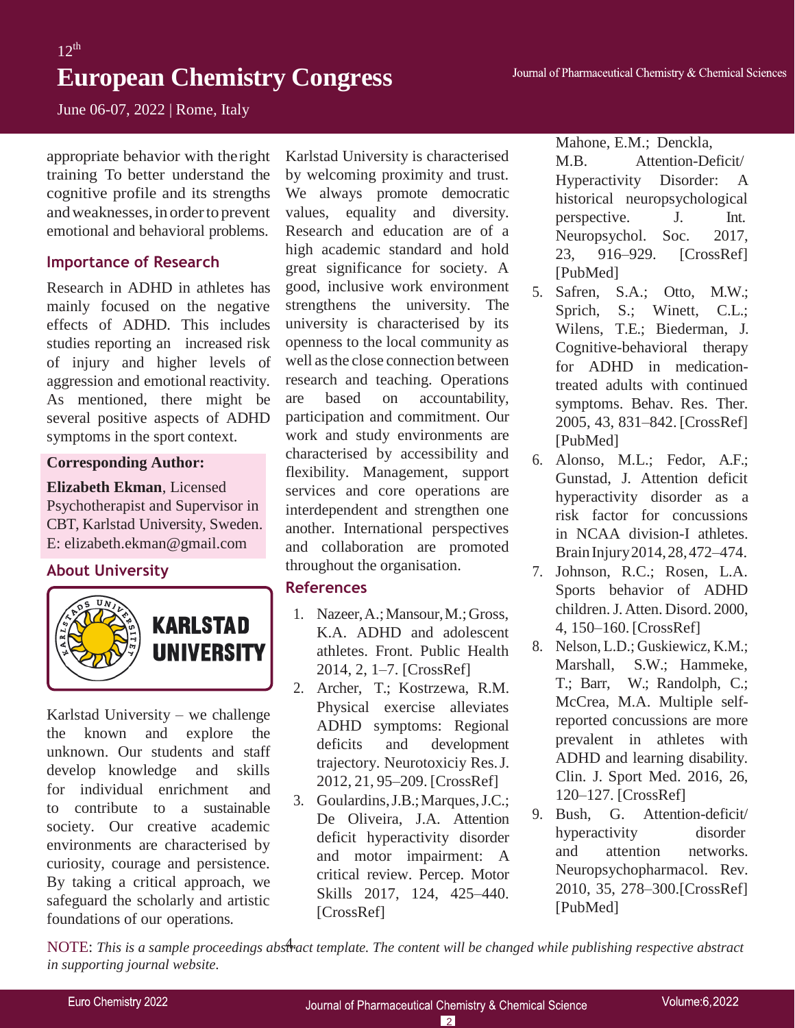appropriate behavior with the right training To better understand the cognitive profile and its strengths and weaknesses, in order to prevent emotional and behavioral problems.

## Importance of Research

Research in ADHD in athletes has mainly focused on the negative effects of ADHD. This includes studies reporting an increased risk of injury and higher levels of aggression and emotional reactivity. As mentioned, there might be several positive aspects of ADHD symptoms in the sport context.

**Corresponding Author:**

**Elizabeth Ekman**, Licensed Psychotherapist and Supervisor in CBT, Karlstad University, Sweden.
E: elizabeth.ekman@gmail.com

## About University

KARLSTAD UNIVERSITY

Karlstad University – we challenge the known and explore the unknown. Our students and staff develop knowledge and skills for individual enrichment and to contribute to a sustainable society. Our creative academic environments are characterised by curiosity, courage and persistence. By taking a critical approach, we safeguard the scholarly and artistic foundations of our operations.

Karlstad University is characterised by welcoming proximity and trust. We always promote democratic values, equality and diversity. Research and education are of a high academic standard and hold great significance for society. A good, inclusive work environment strengthens the university. The university is characterised by its openness to the local community as well as the close connection between research and teaching. Operations are based on accountability, participation and commitment. Our work and study environments are characterised by accessibility and flexibility. Management, support services and core operations are interdependent and strengthen one another. International perspectives and collaboration are promoted throughout the organisation.

## References

1. Nazeer, A.; Mansour, M.; Gross, K.A. ADHD and adolescent athletes. Front. Public Health 2014, 2, 1–7. [CrossRef]
2. Archer, T.; Kostrzewa, R.M. Physical exercise alleviates ADHD symptoms: Regional deficits and development trajectory. Neurotoxiciy Res. J. 2012, 21, 95–209. [CrossRef]
3. Goulardins, J.B.; Marques, J.C.; De Oliveira, J.A. Attention deficit hyperactivity disorder and motor impairment: A critical review. Percep. Motor Skills 2017, 124, 425–440. [CrossRef]
4. Mahone, E.M.; Denckla, M.B. Attention-Deficit/ Hyperactivity Disorder: A historical neuropsychological perspective. J. Int. Neuropsychol. Soc. 2017, 23, 916–929. [CrossRef] [PubMed]
5. Safren, S.A.; Otto, M.W.; Sprich, S.; Winett, C.L.; Wilens, T.E.; Biederman, J. Cognitive-behavioral therapy for ADHD in medication-treated adults with continued symptoms. Behav. Res. Ther. 2005, 43, 831–842. [CrossRef] [PubMed]
6. Alonso, M.L.; Fedor, A.F.; Gunstad, J. Attention deficit hyperactivity disorder as a risk factor for concussions in NCAA division-I athletes. Brain Injury 2014, 28, 472–474.
7. Johnson, R.C.; Rosen, L.A. Sports behavior of ADHD children. J. Atten. Disord. 2000, 4, 150–160. [CrossRef]
8. Nelson, L.D.; Guskiewicz, K.M.; Marshall, S.W.; Hammeke, T.; Barr, W.; Randolph, C.; McCrea, M.A. Multiple self-reported concussions are more prevalent in athletes with ADHD and learning disability. Clin. J. Sport Med. 2016, 26, 120–127. [CrossRef]
9. Bush, G. Attention-deficit/ hyperactivity disorder and attention networks. Neuropsychopharmacol. Rev. 2010, 35, 278–300.[CrossRef] [PubMed]

NOTE: *This is a sample proceedings abstract template. The content will be changed while publishing respective abstract in supporting journal website.*